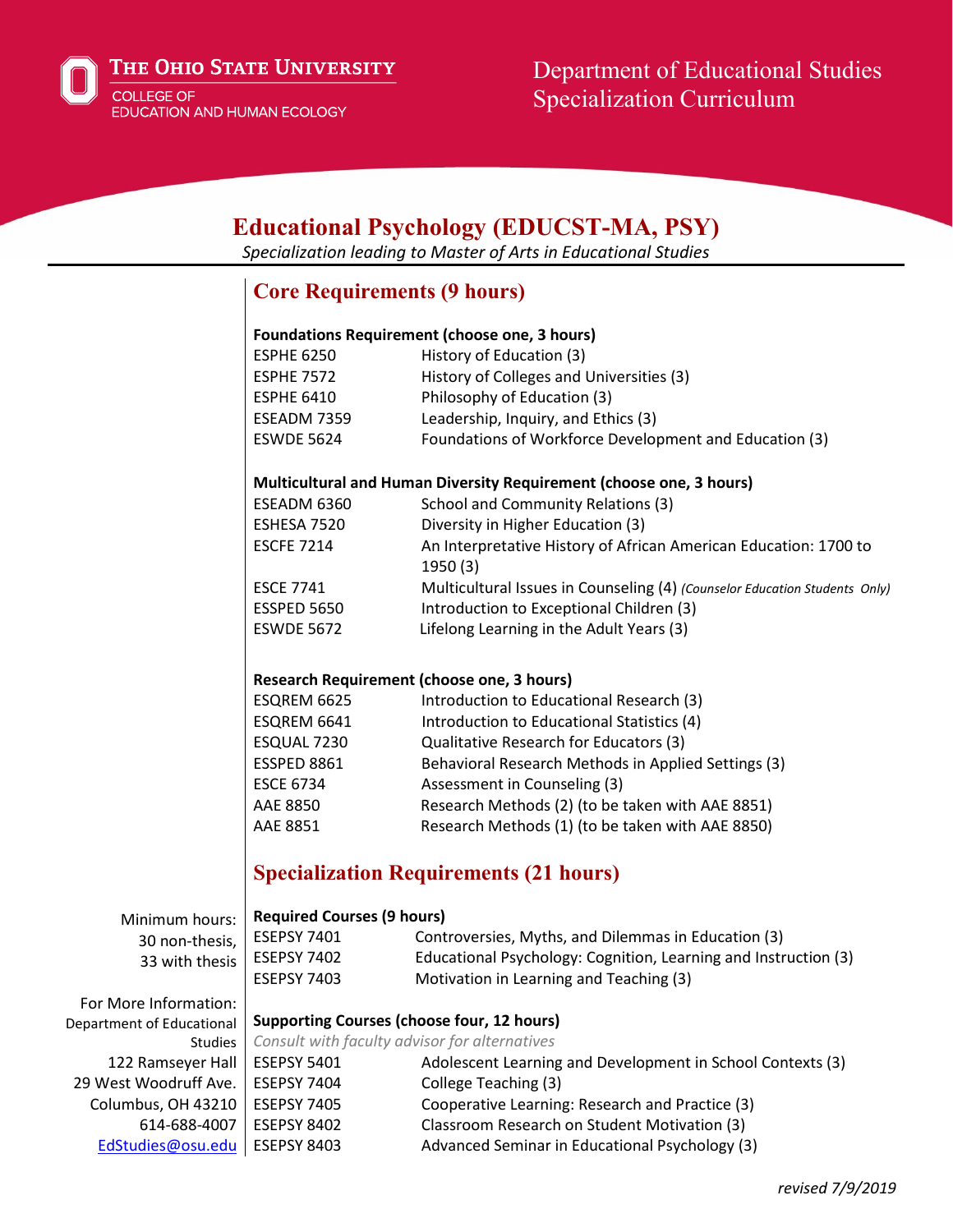The Ohio State University
College of Education and Human Ecology

Department of Educational Studies
Specialization Curriculum

# Educational Psychology (EDUCST-MA, PSY)

*Specialization leading to Master of Arts in Educational Studies*

## Core Requirements (9 hours)

**Foundations Requirement (choose one, 3 hours)**

| | |
|---|---|
| ESPHE 6250 | History of Education (3) |
| ESPHE 7572 | History of Colleges and Universities (3) |
| ESPHE 6410 | Philosophy of Education (3) |
| ESEADM 7359 | Leadership, Inquiry, and Ethics (3) |
| ESWDE 5624 | Foundations of Workforce Development and Education (3) |

**Multicultural and Human Diversity Requirement (choose one, 3 hours)**

| | |
|---|---|
| ESEADM 6360 | School and Community Relations (3) |
| ESHESA 7520 | Diversity in Higher Education (3) |
| ESCFE 7214 | An Interpretative History of African American Education: 1700 to 1950 (3) |
| ESCE 7741 | Multicultural Issues in Counseling (4) *(Counselor Education Students Only)* |
| ESSPED 5650 | Introduction to Exceptional Children (3) |
| ESWDE 5672 | Lifelong Learning in the Adult Years (3) |

**Research Requirement (choose one, 3 hours)**

| | |
|---|---|
| ESQREM 6625 | Introduction to Educational Research (3) |
| ESQREM 6641 | Introduction to Educational Statistics (4) |
| ESQUAL 7230 | Qualitative Research for Educators (3) |
| ESSPED 8861 | Behavioral Research Methods in Applied Settings (3) |
| ESCE 6734 | Assessment in Counseling (3) |
| AAE 8850 | Research Methods (2) (to be taken with AAE 8851) |
| AAE 8851 | Research Methods (1) (to be taken with AAE 8850) |

## Specialization Requirements (21 hours)

**Required Courses (9 hours)**

| | |
|---|---|
| ESEPSY 7401 | Controversies, Myths, and Dilemmas in Education (3) |
| ESEPSY 7402 | Educational Psychology: Cognition, Learning and Instruction (3) |
| ESEPSY 7403 | Motivation in Learning and Teaching (3) |

**Supporting Courses (choose four, 12 hours)**

*Consult with faculty advisor for alternatives*

| | |
|---|---|
| ESEPSY 5401 | Adolescent Learning and Development in School Contexts (3) |
| ESEPSY 7404 | College Teaching (3) |
| ESEPSY 7405 | Cooperative Learning: Research and Practice (3) |
| ESEPSY 8402 | Classroom Research on Student Motivation (3) |
| ESEPSY 8403 | Advanced Seminar in Educational Psychology (3) |

Minimum hours:
30 non-thesis,
33 with thesis

For More Information:
Department of Educational Studies
122 Ramseyer Hall
29 West Woodruff Ave.
Columbus, OH 43210
614-688-4007
EdStudies@osu.edu

*revised 7/9/2019*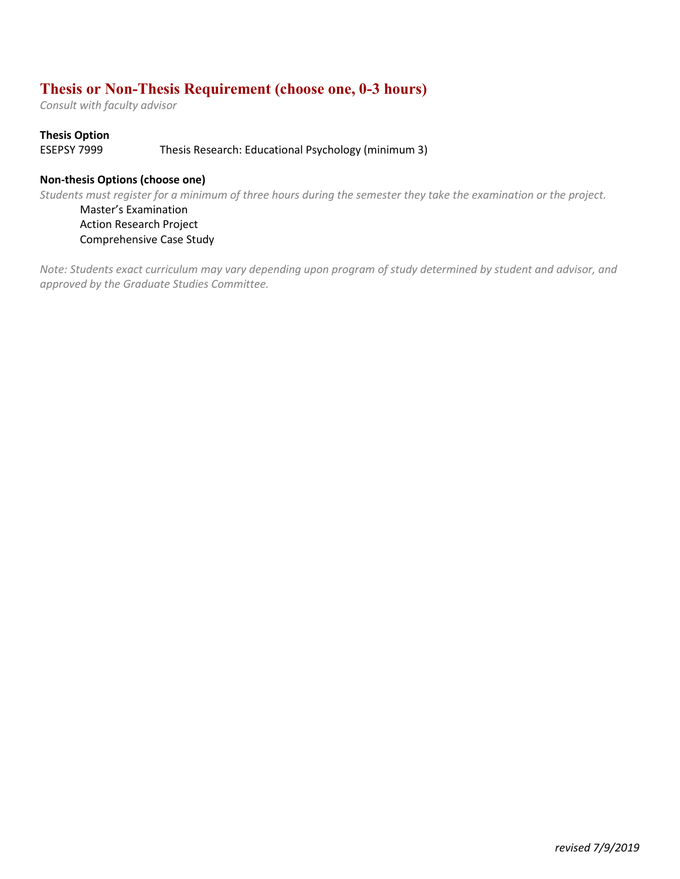## Thesis or Non-Thesis Requirement (choose one, 0-3 hours)

*Consult with faculty advisor*

**Thesis Option**

ESEPSY 7999 Thesis Research: Educational Psychology (minimum 3)

**Non-thesis Options (choose one)**

*Students must register for a minimum of three hours during the semester they take the examination or the project.*

- Master's Examination
- Action Research Project
- Comprehensive Case Study

*Note: Students exact curriculum may vary depending upon program of study determined by student and advisor, and approved by the Graduate Studies Committee.*

*revised 7/9/2019*